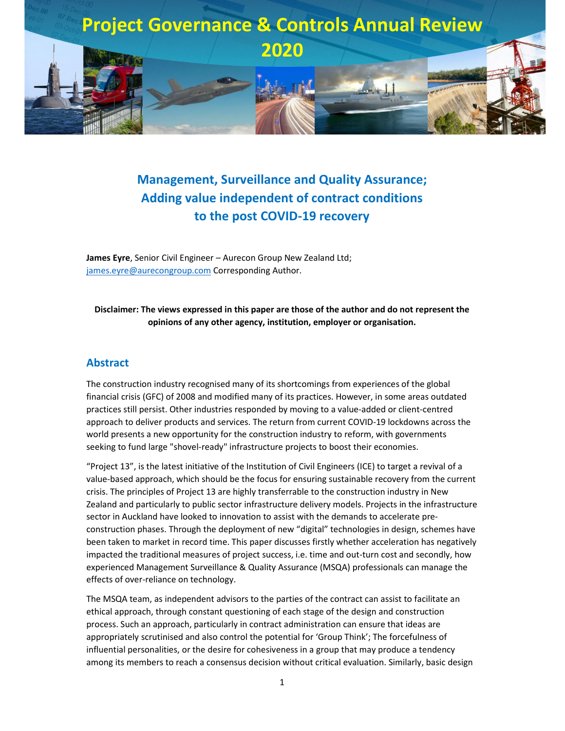# Project Governance & Controls Annual Review 2020

## Management, Surveillance and Quality Assurance; Adding value independent of contract conditions to the post COVID-19 recovery

**James Eyre**, Senior Civil Engineer – Aurecon Group New Zealand Ltd; james.eyre@aurecongroup.com Corresponding Author.

**Disclaimer: The views expressed in this paper are those of the author and do not represent the opinions of any other agency, institution, employer or organisation.**

## Abstract

The construction industry recognised many of its shortcomings from experiences of the global financial crisis (GFC) of 2008 and modified many of its practices. However, in some areas outdated practices still persist. Other industries responded by moving to a value-added or client-centred approach to deliver products and services. The return from current COVID-19 lockdowns across the world presents a new opportunity for the construction industry to reform, with governments seeking to fund large "shovel-ready" infrastructure projects to boost their economies.

"Project 13", is the latest initiative of the Institution of Civil Engineers (ICE) to target a revival of a value-based approach, which should be the focus for ensuring sustainable recovery from the current crisis. The principles of Project 13 are highly transferrable to the construction industry in New Zealand and particularly to public sector infrastructure delivery models. Projects in the infrastructure sector in Auckland have looked to innovation to assist with the demands to accelerate pre-construction phases. Through the deployment of new "digital" technologies in design, schemes have been taken to market in record time. This paper discusses firstly whether acceleration has negatively impacted the traditional measures of project success, i.e. time and out-turn cost and secondly, how experienced Management Surveillance & Quality Assurance (MSQA) professionals can manage the effects of over-reliance on technology.

The MSQA team, as independent advisors to the parties of the contract can assist to facilitate an ethical approach, through constant questioning of each stage of the design and construction process. Such an approach, particularly in contract administration can ensure that ideas are appropriately scrutinised and also control the potential for 'Group Think'; The forcefulness of influential personalities, or the desire for cohesiveness in a group that may produce a tendency among its members to reach a consensus decision without critical evaluation. Similarly, basic design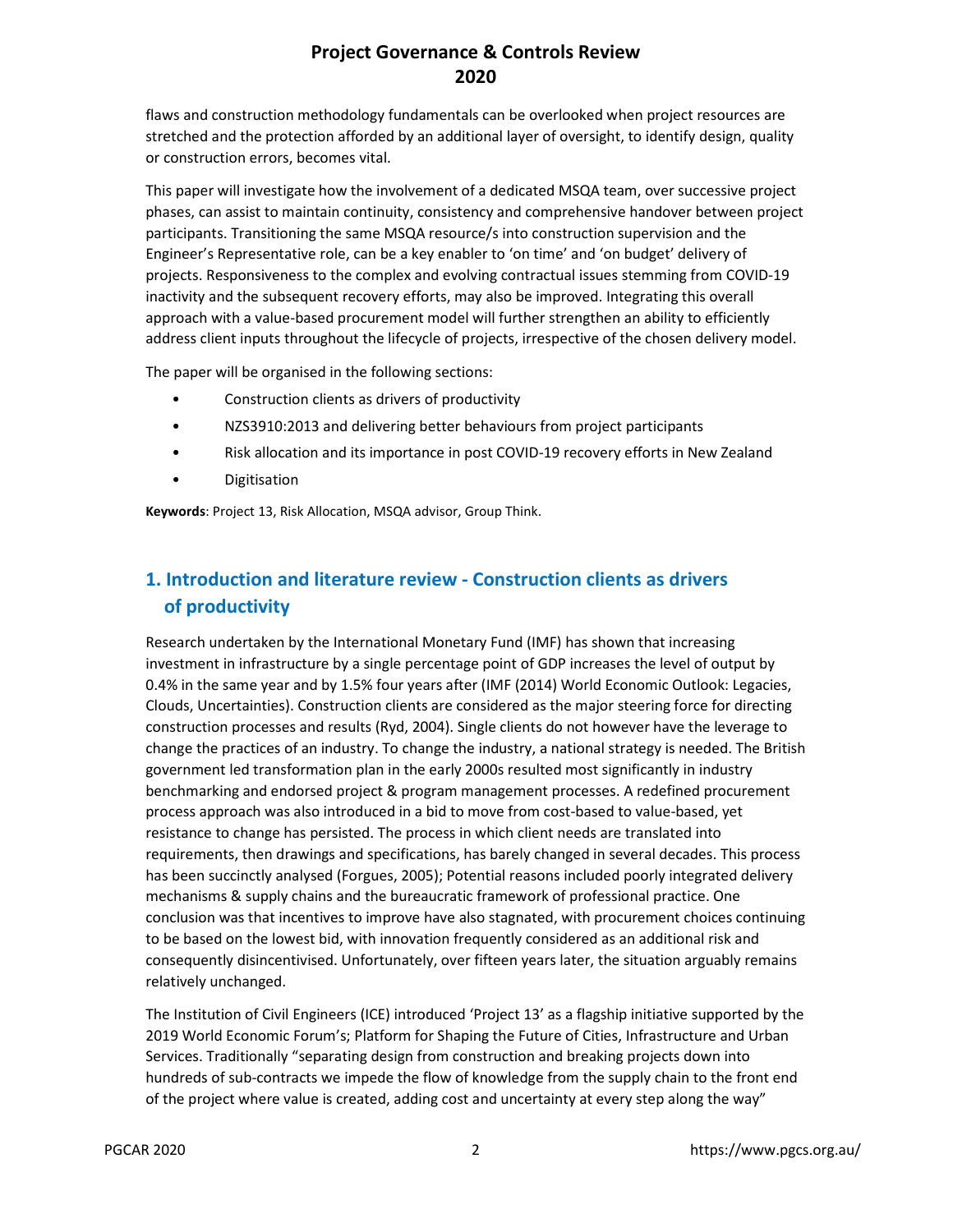flaws and construction methodology fundamentals can be overlooked when project resources are stretched and the protection afforded by an additional layer of oversight, to identify design, quality or construction errors, becomes vital.

This paper will investigate how the involvement of a dedicated MSQA team, over successive project phases, can assist to maintain continuity, consistency and comprehensive handover between project participants. Transitioning the same MSQA resource/s into construction supervision and the Engineer's Representative role, can be a key enabler to 'on time' and 'on budget' delivery of projects. Responsiveness to the complex and evolving contractual issues stemming from COVID-19 inactivity and the subsequent recovery efforts, may also be improved. Integrating this overall approach with a value-based procurement model will further strengthen an ability to efficiently address client inputs throughout the lifecycle of projects, irrespective of the chosen delivery model.

The paper will be organised in the following sections:

- Construction clients as drivers of productivity
- NZS3910:2013 and delivering better behaviours from project participants
- Risk allocation and its importance in post COVID-19 recovery efforts in New Zealand
- Digitisation

**Keywords**: Project 13, Risk Allocation, MSQA advisor, Group Think.

## 1. Introduction and literature review - Construction clients as drivers of productivity

Research undertaken by the International Monetary Fund (IMF) has shown that increasing investment in infrastructure by a single percentage point of GDP increases the level of output by 0.4% in the same year and by 1.5% four years after (IMF (2014) World Economic Outlook: Legacies, Clouds, Uncertainties). Construction clients are considered as the major steering force for directing construction processes and results (Ryd, 2004). Single clients do not however have the leverage to change the practices of an industry. To change the industry, a national strategy is needed. The British government led transformation plan in the early 2000s resulted most significantly in industry benchmarking and endorsed project & program management processes. A redefined procurement process approach was also introduced in a bid to move from cost-based to value-based, yet resistance to change has persisted. The process in which client needs are translated into requirements, then drawings and specifications, has barely changed in several decades. This process has been succinctly analysed (Forgues, 2005); Potential reasons included poorly integrated delivery mechanisms & supply chains and the bureaucratic framework of professional practice. One conclusion was that incentives to improve have also stagnated, with procurement choices continuing to be based on the lowest bid, with innovation frequently considered as an additional risk and consequently disincentivised. Unfortunately, over fifteen years later, the situation arguably remains relatively unchanged.

The Institution of Civil Engineers (ICE) introduced 'Project 13' as a flagship initiative supported by the 2019 World Economic Forum's; Platform for Shaping the Future of Cities, Infrastructure and Urban Services. Traditionally "separating design from construction and breaking projects down into hundreds of sub-contracts we impede the flow of knowledge from the supply chain to the front end of the project where value is created, adding cost and uncertainty at every step along the way"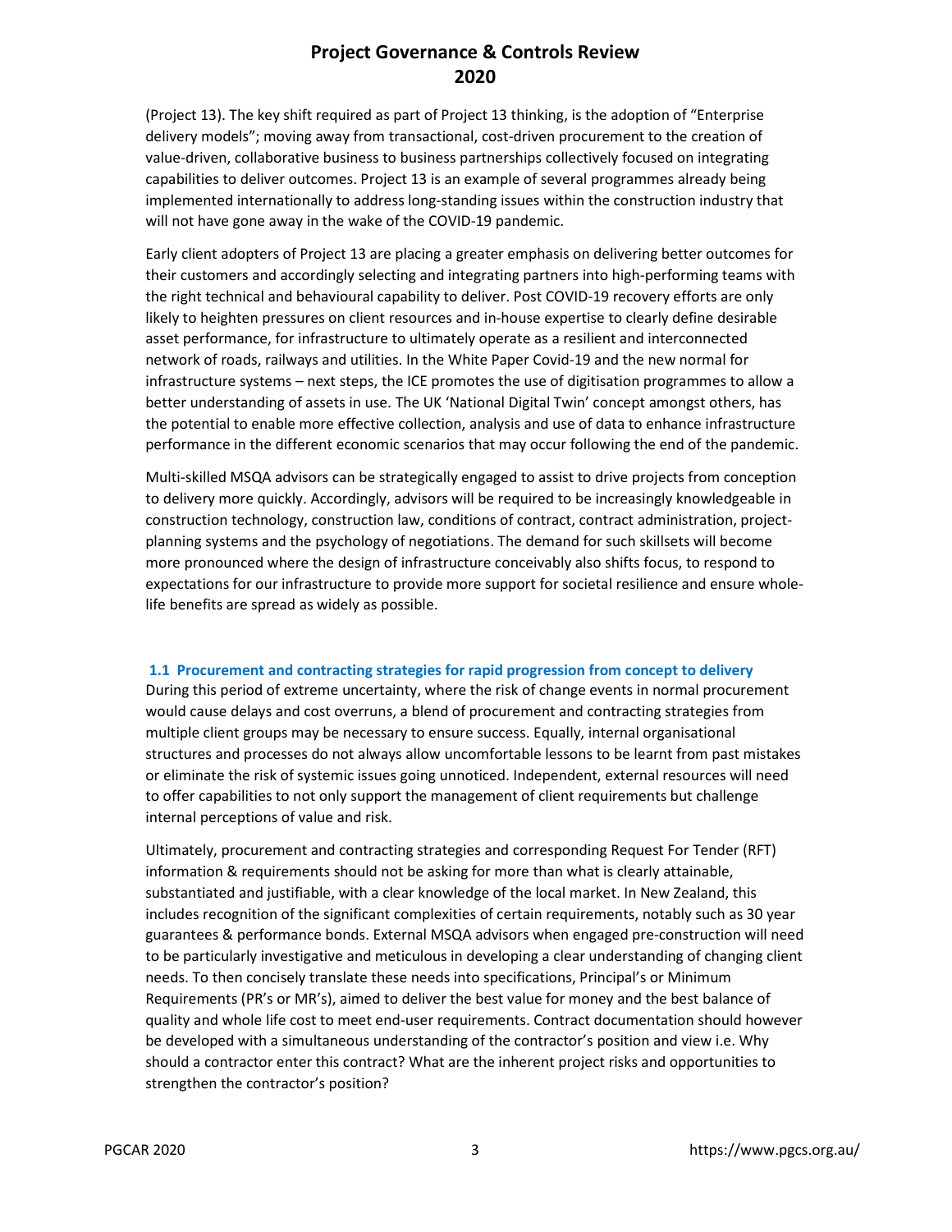(Project 13). The key shift required as part of Project 13 thinking, is the adoption of "Enterprise delivery models"; moving away from transactional, cost-driven procurement to the creation of value-driven, collaborative business to business partnerships collectively focused on integrating capabilities to deliver outcomes. Project 13 is an example of several programmes already being implemented internationally to address long-standing issues within the construction industry that will not have gone away in the wake of the COVID-19 pandemic.

Early client adopters of Project 13 are placing a greater emphasis on delivering better outcomes for their customers and accordingly selecting and integrating partners into high-performing teams with the right technical and behavioural capability to deliver. Post COVID-19 recovery efforts are only likely to heighten pressures on client resources and in-house expertise to clearly define desirable asset performance, for infrastructure to ultimately operate as a resilient and interconnected network of roads, railways and utilities. In the White Paper Covid-19 and the new normal for infrastructure systems – next steps, the ICE promotes the use of digitisation programmes to allow a better understanding of assets in use. The UK 'National Digital Twin' concept amongst others, has the potential to enable more effective collection, analysis and use of data to enhance infrastructure performance in the different economic scenarios that may occur following the end of the pandemic.

Multi-skilled MSQA advisors can be strategically engaged to assist to drive projects from conception to delivery more quickly. Accordingly, advisors will be required to be increasingly knowledgeable in construction technology, construction law, conditions of contract, contract administration, project-planning systems and the psychology of negotiations. The demand for such skillsets will become more pronounced where the design of infrastructure conceivably also shifts focus, to respond to expectations for our infrastructure to provide more support for societal resilience and ensure whole-life benefits are spread as widely as possible.

### 1.1 Procurement and contracting strategies for rapid progression from concept to delivery

During this period of extreme uncertainty, where the risk of change events in normal procurement would cause delays and cost overruns, a blend of procurement and contracting strategies from multiple client groups may be necessary to ensure success. Equally, internal organisational structures and processes do not always allow uncomfortable lessons to be learnt from past mistakes or eliminate the risk of systemic issues going unnoticed. Independent, external resources will need to offer capabilities to not only support the management of client requirements but challenge internal perceptions of value and risk.

Ultimately, procurement and contracting strategies and corresponding Request For Tender (RFT) information & requirements should not be asking for more than what is clearly attainable, substantiated and justifiable, with a clear knowledge of the local market. In New Zealand, this includes recognition of the significant complexities of certain requirements, notably such as 30 year guarantees & performance bonds. External MSQA advisors when engaged pre-construction will need to be particularly investigative and meticulous in developing a clear understanding of changing client needs. To then concisely translate these needs into specifications, Principal's or Minimum Requirements (PR's or MR's), aimed to deliver the best value for money and the best balance of quality and whole life cost to meet end-user requirements. Contract documentation should however be developed with a simultaneous understanding of the contractor's position and view i.e. Why should a contractor enter this contract? What are the inherent project risks and opportunities to strengthen the contractor's position?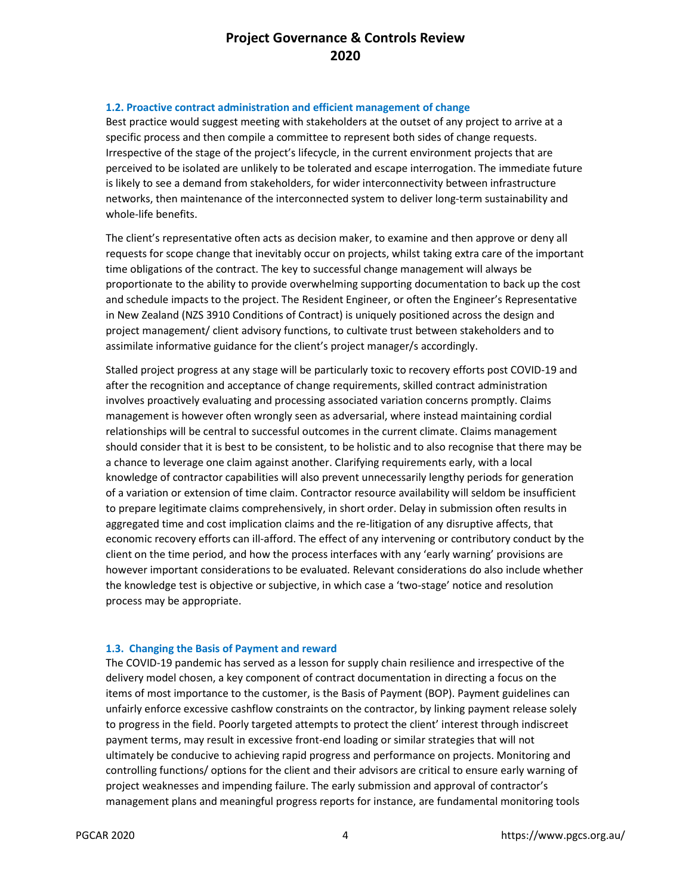### 1.2. Proactive contract administration and efficient management of change

Best practice would suggest meeting with stakeholders at the outset of any project to arrive at a specific process and then compile a committee to represent both sides of change requests. Irrespective of the stage of the project's lifecycle, in the current environment projects that are perceived to be isolated are unlikely to be tolerated and escape interrogation. The immediate future is likely to see a demand from stakeholders, for wider interconnectivity between infrastructure networks, then maintenance of the interconnected system to deliver long-term sustainability and whole-life benefits.

The client's representative often acts as decision maker, to examine and then approve or deny all requests for scope change that inevitably occur on projects, whilst taking extra care of the important time obligations of the contract. The key to successful change management will always be proportionate to the ability to provide overwhelming supporting documentation to back up the cost and schedule impacts to the project. The Resident Engineer, or often the Engineer's Representative in New Zealand (NZS 3910 Conditions of Contract) is uniquely positioned across the design and project management/ client advisory functions, to cultivate trust between stakeholders and to assimilate informative guidance for the client's project manager/s accordingly.

Stalled project progress at any stage will be particularly toxic to recovery efforts post COVID-19 and after the recognition and acceptance of change requirements, skilled contract administration involves proactively evaluating and processing associated variation concerns promptly. Claims management is however often wrongly seen as adversarial, where instead maintaining cordial relationships will be central to successful outcomes in the current climate. Claims management should consider that it is best to be consistent, to be holistic and to also recognise that there may be a chance to leverage one claim against another. Clarifying requirements early, with a local knowledge of contractor capabilities will also prevent unnecessarily lengthy periods for generation of a variation or extension of time claim. Contractor resource availability will seldom be insufficient to prepare legitimate claims comprehensively, in short order. Delay in submission often results in aggregated time and cost implication claims and the re-litigation of any disruptive affects, that economic recovery efforts can ill-afford. The effect of any intervening or contributory conduct by the client on the time period, and how the process interfaces with any 'early warning' provisions are however important considerations to be evaluated. Relevant considerations do also include whether the knowledge test is objective or subjective, in which case a 'two-stage' notice and resolution process may be appropriate.

### 1.3. Changing the Basis of Payment and reward

The COVID-19 pandemic has served as a lesson for supply chain resilience and irrespective of the delivery model chosen, a key component of contract documentation in directing a focus on the items of most importance to the customer, is the Basis of Payment (BOP). Payment guidelines can unfairly enforce excessive cashflow constraints on the contractor, by linking payment release solely to progress in the field. Poorly targeted attempts to protect the client' interest through indiscreet payment terms, may result in excessive front-end loading or similar strategies that will not ultimately be conducive to achieving rapid progress and performance on projects. Monitoring and controlling functions/ options for the client and their advisors are critical to ensure early warning of project weaknesses and impending failure. The early submission and approval of contractor's management plans and meaningful progress reports for instance, are fundamental monitoring tools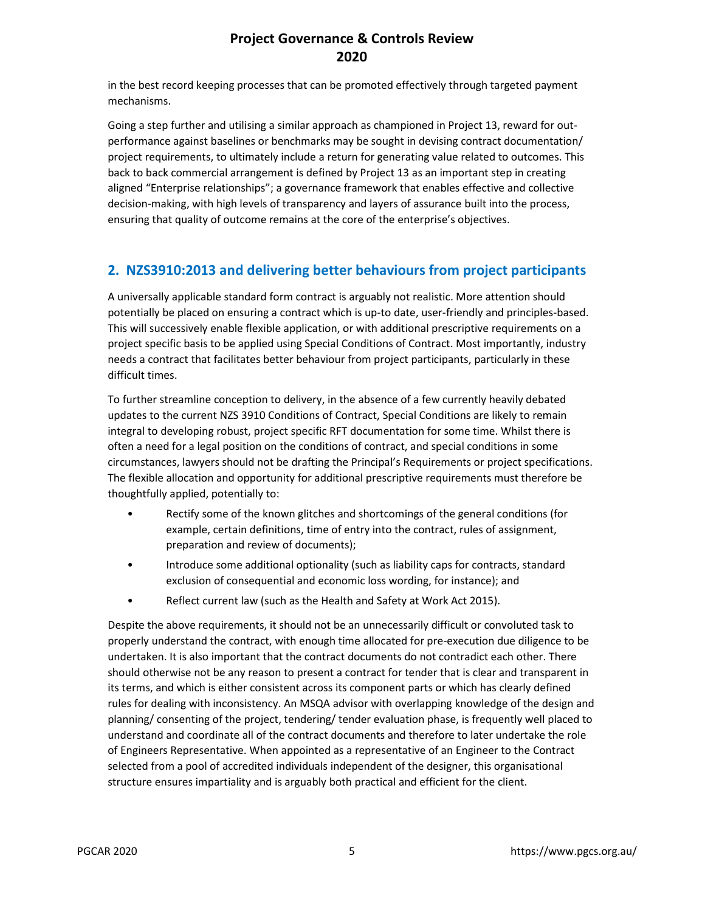in the best record keeping processes that can be promoted effectively through targeted payment mechanisms.

Going a step further and utilising a similar approach as championed in Project 13, reward for out-performance against baselines or benchmarks may be sought in devising contract documentation/ project requirements, to ultimately include a return for generating value related to outcomes. This back to back commercial arrangement is defined by Project 13 as an important step in creating aligned "Enterprise relationships"; a governance framework that enables effective and collective decision-making, with high levels of transparency and layers of assurance built into the process, ensuring that quality of outcome remains at the core of the enterprise's objectives.

## 2. NZS3910:2013 and delivering better behaviours from project participants

A universally applicable standard form contract is arguably not realistic. More attention should potentially be placed on ensuring a contract which is up-to date, user-friendly and principles-based. This will successively enable flexible application, or with additional prescriptive requirements on a project specific basis to be applied using Special Conditions of Contract. Most importantly, industry needs a contract that facilitates better behaviour from project participants, particularly in these difficult times.

To further streamline conception to delivery, in the absence of a few currently heavily debated updates to the current NZS 3910 Conditions of Contract, Special Conditions are likely to remain integral to developing robust, project specific RFT documentation for some time. Whilst there is often a need for a legal position on the conditions of contract, and special conditions in some circumstances, lawyers should not be drafting the Principal's Requirements or project specifications. The flexible allocation and opportunity for additional prescriptive requirements must therefore be thoughtfully applied, potentially to:

- Rectify some of the known glitches and shortcomings of the general conditions (for example, certain definitions, time of entry into the contract, rules of assignment, preparation and review of documents);
- Introduce some additional optionality (such as liability caps for contracts, standard exclusion of consequential and economic loss wording, for instance); and
- Reflect current law (such as the Health and Safety at Work Act 2015).

Despite the above requirements, it should not be an unnecessarily difficult or convoluted task to properly understand the contract, with enough time allocated for pre-execution due diligence to be undertaken. It is also important that the contract documents do not contradict each other. There should otherwise not be any reason to present a contract for tender that is clear and transparent in its terms, and which is either consistent across its component parts or which has clearly defined rules for dealing with inconsistency. An MSQA advisor with overlapping knowledge of the design and planning/ consenting of the project, tendering/ tender evaluation phase, is frequently well placed to understand and coordinate all of the contract documents and therefore to later undertake the role of Engineers Representative. When appointed as a representative of an Engineer to the Contract selected from a pool of accredited individuals independent of the designer, this organisational structure ensures impartiality and is arguably both practical and efficient for the client.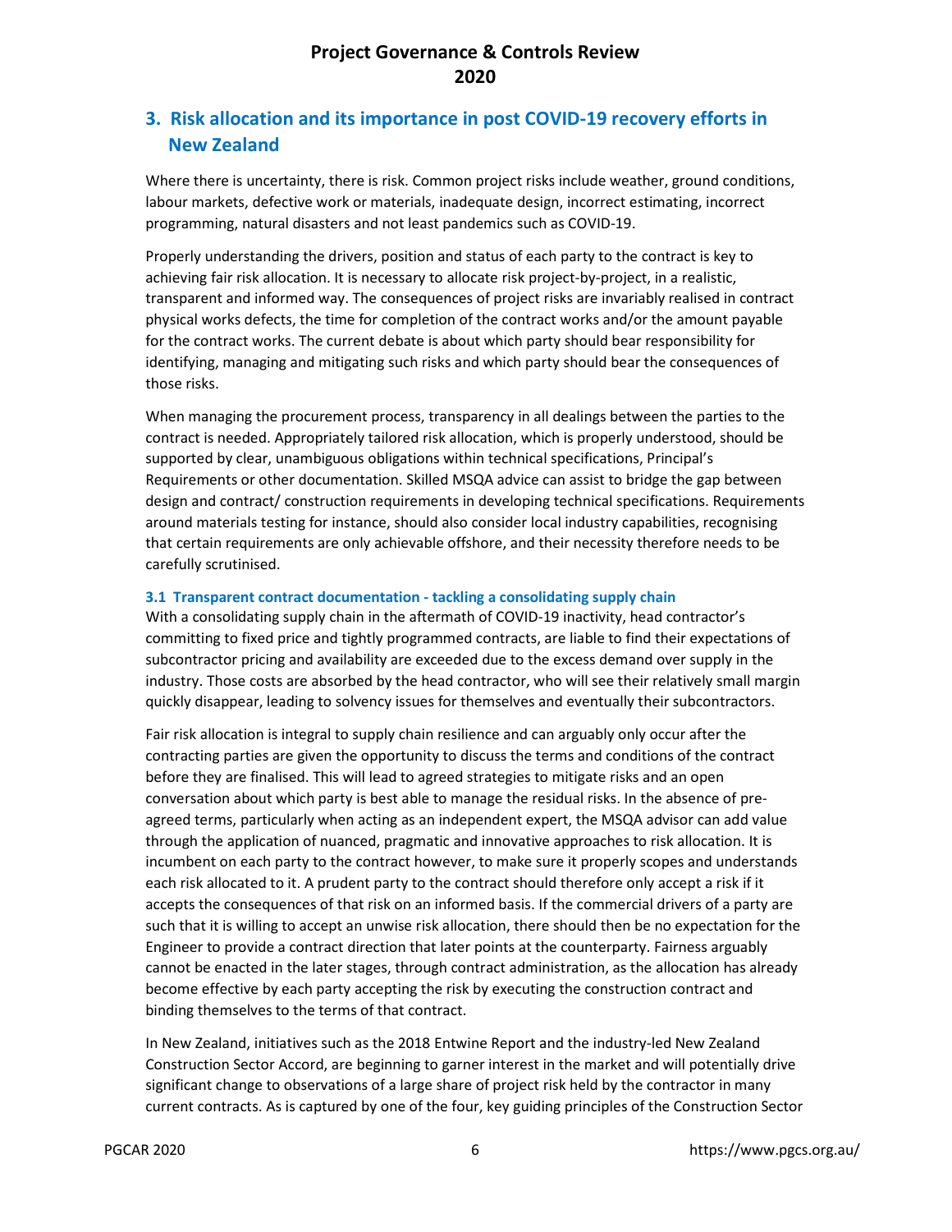## 3. Risk allocation and its importance in post COVID-19 recovery efforts in New Zealand

Where there is uncertainty, there is risk. Common project risks include weather, ground conditions, labour markets, defective work or materials, inadequate design, incorrect estimating, incorrect programming, natural disasters and not least pandemics such as COVID-19.

Properly understanding the drivers, position and status of each party to the contract is key to achieving fair risk allocation. It is necessary to allocate risk project-by-project, in a realistic, transparent and informed way. The consequences of project risks are invariably realised in contract physical works defects, the time for completion of the contract works and/or the amount payable for the contract works. The current debate is about which party should bear responsibility for identifying, managing and mitigating such risks and which party should bear the consequences of those risks.

When managing the procurement process, transparency in all dealings between the parties to the contract is needed. Appropriately tailored risk allocation, which is properly understood, should be supported by clear, unambiguous obligations within technical specifications, Principal's Requirements or other documentation. Skilled MSQA advice can assist to bridge the gap between design and contract/ construction requirements in developing technical specifications. Requirements around materials testing for instance, should also consider local industry capabilities, recognising that certain requirements are only achievable offshore, and their necessity therefore needs to be carefully scrutinised.

### 3.1 Transparent contract documentation - tackling a consolidating supply chain

With a consolidating supply chain in the aftermath of COVID-19 inactivity, head contractor's committing to fixed price and tightly programmed contracts, are liable to find their expectations of subcontractor pricing and availability are exceeded due to the excess demand over supply in the industry. Those costs are absorbed by the head contractor, who will see their relatively small margin quickly disappear, leading to solvency issues for themselves and eventually their subcontractors.

Fair risk allocation is integral to supply chain resilience and can arguably only occur after the contracting parties are given the opportunity to discuss the terms and conditions of the contract before they are finalised. This will lead to agreed strategies to mitigate risks and an open conversation about which party is best able to manage the residual risks. In the absence of pre-agreed terms, particularly when acting as an independent expert, the MSQA advisor can add value through the application of nuanced, pragmatic and innovative approaches to risk allocation. It is incumbent on each party to the contract however, to make sure it properly scopes and understands each risk allocated to it. A prudent party to the contract should therefore only accept a risk if it accepts the consequences of that risk on an informed basis. If the commercial drivers of a party are such that it is willing to accept an unwise risk allocation, there should then be no expectation for the Engineer to provide a contract direction that later points at the counterparty. Fairness arguably cannot be enacted in the later stages, through contract administration, as the allocation has already become effective by each party accepting the risk by executing the construction contract and binding themselves to the terms of that contract.

In New Zealand, initiatives such as the 2018 Entwine Report and the industry-led New Zealand Construction Sector Accord, are beginning to garner interest in the market and will potentially drive significant change to observations of a large share of project risk held by the contractor in many current contracts. As is captured by one of the four, key guiding principles of the Construction Sector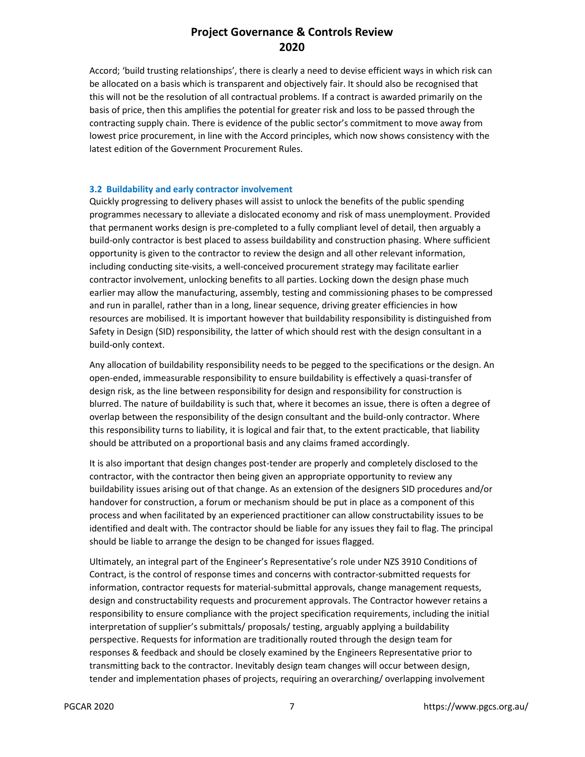Accord; 'build trusting relationships', there is clearly a need to devise efficient ways in which risk can be allocated on a basis which is transparent and objectively fair. It should also be recognised that this will not be the resolution of all contractual problems. If a contract is awarded primarily on the basis of price, then this amplifies the potential for greater risk and loss to be passed through the contracting supply chain. There is evidence of the public sector's commitment to move away from lowest price procurement, in line with the Accord principles, which now shows consistency with the latest edition of the Government Procurement Rules.

### 3.2 Buildability and early contractor involvement

Quickly progressing to delivery phases will assist to unlock the benefits of the public spending programmes necessary to alleviate a dislocated economy and risk of mass unemployment. Provided that permanent works design is pre-completed to a fully compliant level of detail, then arguably a build-only contractor is best placed to assess buildability and construction phasing. Where sufficient opportunity is given to the contractor to review the design and all other relevant information, including conducting site-visits, a well-conceived procurement strategy may facilitate earlier contractor involvement, unlocking benefits to all parties. Locking down the design phase much earlier may allow the manufacturing, assembly, testing and commissioning phases to be compressed and run in parallel, rather than in a long, linear sequence, driving greater efficiencies in how resources are mobilised. It is important however that buildability responsibility is distinguished from Safety in Design (SID) responsibility, the latter of which should rest with the design consultant in a build-only context.

Any allocation of buildability responsibility needs to be pegged to the specifications or the design. An open-ended, immeasurable responsibility to ensure buildability is effectively a quasi-transfer of design risk, as the line between responsibility for design and responsibility for construction is blurred. The nature of buildability is such that, where it becomes an issue, there is often a degree of overlap between the responsibility of the design consultant and the build-only contractor. Where this responsibility turns to liability, it is logical and fair that, to the extent practicable, that liability should be attributed on a proportional basis and any claims framed accordingly.

It is also important that design changes post-tender are properly and completely disclosed to the contractor, with the contractor then being given an appropriate opportunity to review any buildability issues arising out of that change. As an extension of the designers SID procedures and/or handover for construction, a forum or mechanism should be put in place as a component of this process and when facilitated by an experienced practitioner can allow constructability issues to be identified and dealt with. The contractor should be liable for any issues they fail to flag. The principal should be liable to arrange the design to be changed for issues flagged.

Ultimately, an integral part of the Engineer's Representative's role under NZS 3910 Conditions of Contract, is the control of response times and concerns with contractor-submitted requests for information, contractor requests for material-submittal approvals, change management requests, design and constructability requests and procurement approvals. The Contractor however retains a responsibility to ensure compliance with the project specification requirements, including the initial interpretation of supplier's submittals/ proposals/ testing, arguably applying a buildability perspective. Requests for information are traditionally routed through the design team for responses & feedback and should be closely examined by the Engineers Representative prior to transmitting back to the contractor. Inevitably design team changes will occur between design, tender and implementation phases of projects, requiring an overarching/ overlapping involvement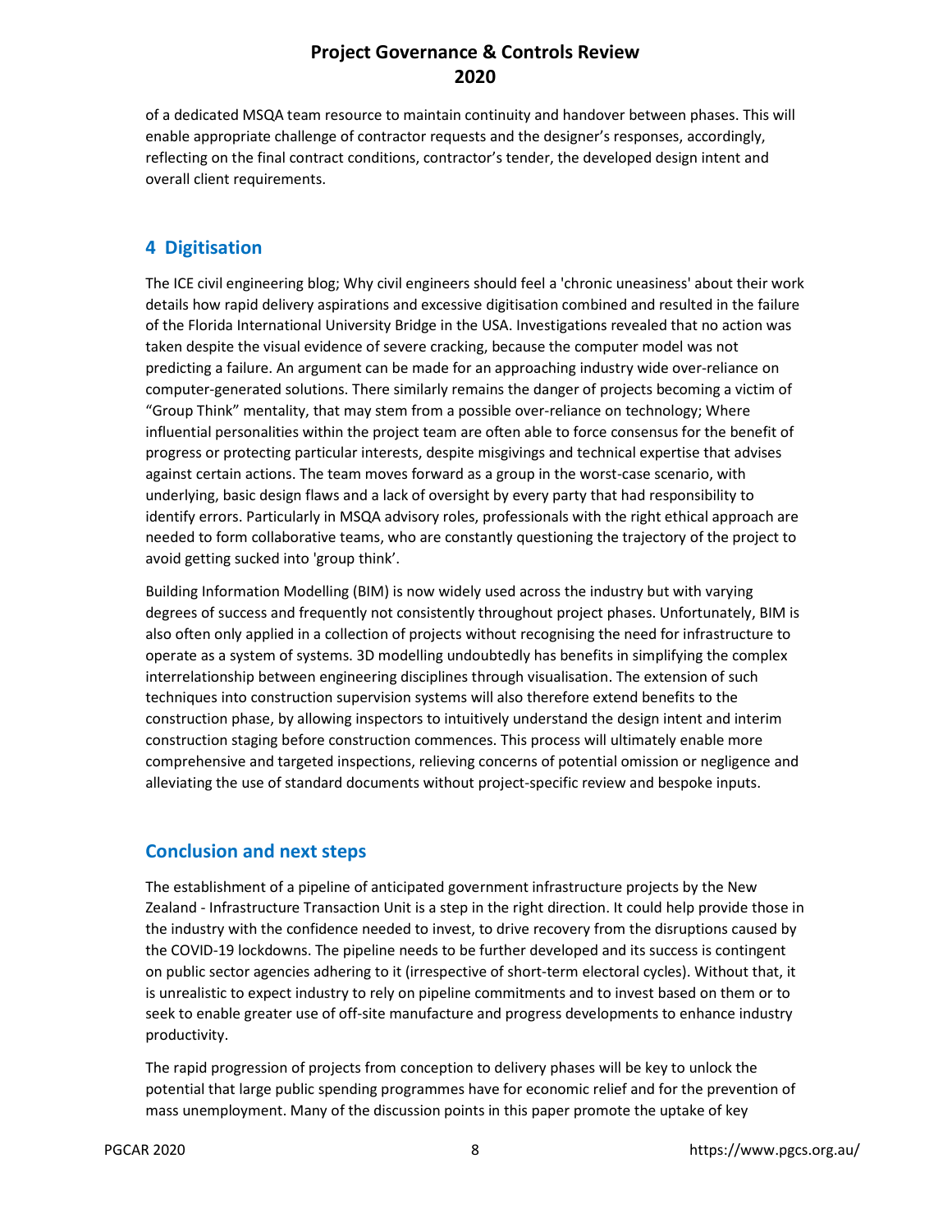of a dedicated MSQA team resource to maintain continuity and handover between phases. This will enable appropriate challenge of contractor requests and the designer's responses, accordingly, reflecting on the final contract conditions, contractor's tender, the developed design intent and overall client requirements.

## 4 Digitisation

The ICE civil engineering blog; Why civil engineers should feel a 'chronic uneasiness' about their work details how rapid delivery aspirations and excessive digitisation combined and resulted in the failure of the Florida International University Bridge in the USA. Investigations revealed that no action was taken despite the visual evidence of severe cracking, because the computer model was not predicting a failure. An argument can be made for an approaching industry wide over-reliance on computer-generated solutions. There similarly remains the danger of projects becoming a victim of "Group Think" mentality, that may stem from a possible over-reliance on technology; Where influential personalities within the project team are often able to force consensus for the benefit of progress or protecting particular interests, despite misgivings and technical expertise that advises against certain actions. The team moves forward as a group in the worst-case scenario, with underlying, basic design flaws and a lack of oversight by every party that had responsibility to identify errors. Particularly in MSQA advisory roles, professionals with the right ethical approach are needed to form collaborative teams, who are constantly questioning the trajectory of the project to avoid getting sucked into 'group think'.

Building Information Modelling (BIM) is now widely used across the industry but with varying degrees of success and frequently not consistently throughout project phases. Unfortunately, BIM is also often only applied in a collection of projects without recognising the need for infrastructure to operate as a system of systems. 3D modelling undoubtedly has benefits in simplifying the complex interrelationship between engineering disciplines through visualisation. The extension of such techniques into construction supervision systems will also therefore extend benefits to the construction phase, by allowing inspectors to intuitively understand the design intent and interim construction staging before construction commences. This process will ultimately enable more comprehensive and targeted inspections, relieving concerns of potential omission or negligence and alleviating the use of standard documents without project-specific review and bespoke inputs.

## Conclusion and next steps

The establishment of a pipeline of anticipated government infrastructure projects by the New Zealand - Infrastructure Transaction Unit is a step in the right direction. It could help provide those in the industry with the confidence needed to invest, to drive recovery from the disruptions caused by the COVID-19 lockdowns. The pipeline needs to be further developed and its success is contingent on public sector agencies adhering to it (irrespective of short-term electoral cycles). Without that, it is unrealistic to expect industry to rely on pipeline commitments and to invest based on them or to seek to enable greater use of off-site manufacture and progress developments to enhance industry productivity.

The rapid progression of projects from conception to delivery phases will be key to unlock the potential that large public spending programmes have for economic relief and for the prevention of mass unemployment. Many of the discussion points in this paper promote the uptake of key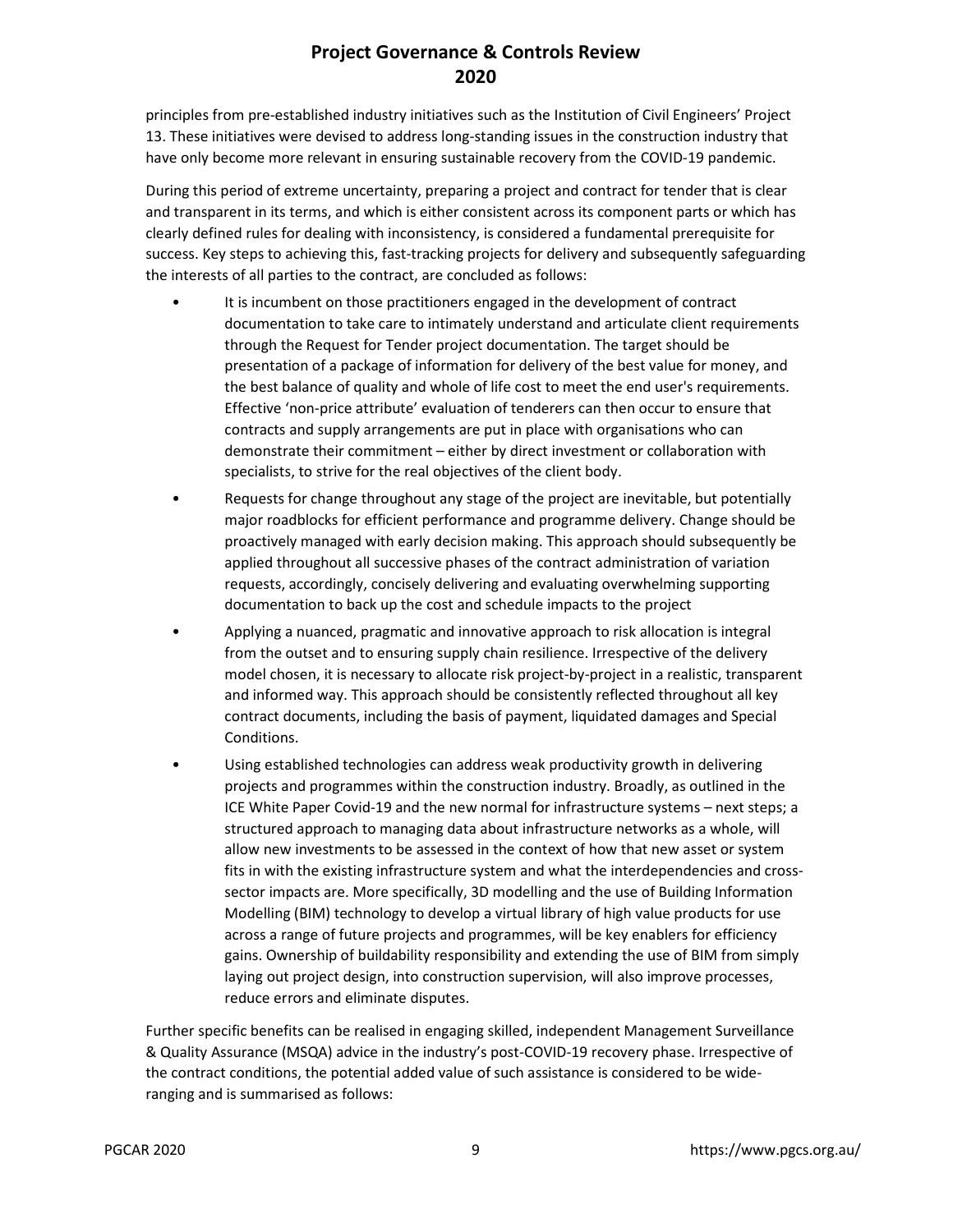principles from pre-established industry initiatives such as the Institution of Civil Engineers' Project 13. These initiatives were devised to address long-standing issues in the construction industry that have only become more relevant in ensuring sustainable recovery from the COVID-19 pandemic.

During this period of extreme uncertainty, preparing a project and contract for tender that is clear and transparent in its terms, and which is either consistent across its component parts or which has clearly defined rules for dealing with inconsistency, is considered a fundamental prerequisite for success. Key steps to achieving this, fast-tracking projects for delivery and subsequently safeguarding the interests of all parties to the contract, are concluded as follows:

- It is incumbent on those practitioners engaged in the development of contract documentation to take care to intimately understand and articulate client requirements through the Request for Tender project documentation. The target should be presentation of a package of information for delivery of the best value for money, and the best balance of quality and whole of life cost to meet the end user's requirements. Effective 'non-price attribute' evaluation of tenderers can then occur to ensure that contracts and supply arrangements are put in place with organisations who can demonstrate their commitment – either by direct investment or collaboration with specialists, to strive for the real objectives of the client body.
- Requests for change throughout any stage of the project are inevitable, but potentially major roadblocks for efficient performance and programme delivery. Change should be proactively managed with early decision making. This approach should subsequently be applied throughout all successive phases of the contract administration of variation requests, accordingly, concisely delivering and evaluating overwhelming supporting documentation to back up the cost and schedule impacts to the project
- Applying a nuanced, pragmatic and innovative approach to risk allocation is integral from the outset and to ensuring supply chain resilience. Irrespective of the delivery model chosen, it is necessary to allocate risk project-by-project in a realistic, transparent and informed way. This approach should be consistently reflected throughout all key contract documents, including the basis of payment, liquidated damages and Special Conditions.
- Using established technologies can address weak productivity growth in delivering projects and programmes within the construction industry. Broadly, as outlined in the ICE White Paper Covid-19 and the new normal for infrastructure systems – next steps; a structured approach to managing data about infrastructure networks as a whole, will allow new investments to be assessed in the context of how that new asset or system fits in with the existing infrastructure system and what the interdependencies and cross-sector impacts are. More specifically, 3D modelling and the use of Building Information Modelling (BIM) technology to develop a virtual library of high value products for use across a range of future projects and programmes, will be key enablers for efficiency gains. Ownership of buildability responsibility and extending the use of BIM from simply laying out project design, into construction supervision, will also improve processes, reduce errors and eliminate disputes.

Further specific benefits can be realised in engaging skilled, independent Management Surveillance & Quality Assurance (MSQA) advice in the industry's post-COVID-19 recovery phase. Irrespective of the contract conditions, the potential added value of such assistance is considered to be wide-ranging and is summarised as follows: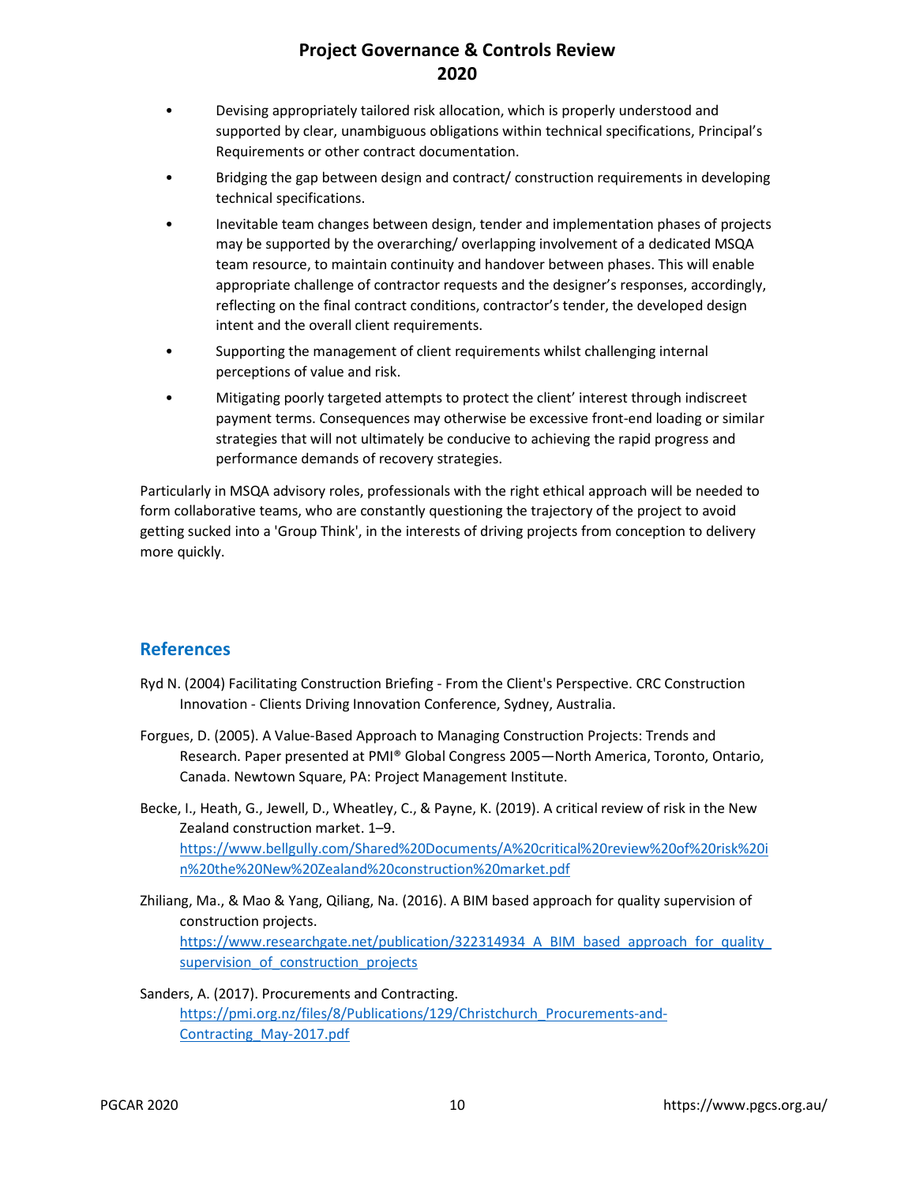- Devising appropriately tailored risk allocation, which is properly understood and supported by clear, unambiguous obligations within technical specifications, Principal's Requirements or other contract documentation.
- Bridging the gap between design and contract/ construction requirements in developing technical specifications.
- Inevitable team changes between design, tender and implementation phases of projects may be supported by the overarching/ overlapping involvement of a dedicated MSQA team resource, to maintain continuity and handover between phases. This will enable appropriate challenge of contractor requests and the designer's responses, accordingly, reflecting on the final contract conditions, contractor's tender, the developed design intent and the overall client requirements.
- Supporting the management of client requirements whilst challenging internal perceptions of value and risk.
- Mitigating poorly targeted attempts to protect the client' interest through indiscreet payment terms. Consequences may otherwise be excessive front-end loading or similar strategies that will not ultimately be conducive to achieving the rapid progress and performance demands of recovery strategies.

Particularly in MSQA advisory roles, professionals with the right ethical approach will be needed to form collaborative teams, who are constantly questioning the trajectory of the project to avoid getting sucked into a 'Group Think', in the interests of driving projects from conception to delivery more quickly.

## References

Ryd N. (2004) Facilitating Construction Briefing - From the Client's Perspective. CRC Construction Innovation - Clients Driving Innovation Conference, Sydney, Australia.

Forgues, D. (2005). A Value-Based Approach to Managing Construction Projects: Trends and Research. Paper presented at PMI® Global Congress 2005—North America, Toronto, Ontario, Canada. Newtown Square, PA: Project Management Institute.

Becke, I., Heath, G., Jewell, D., Wheatley, C., & Payne, K. (2019). A critical review of risk in the New Zealand construction market. 1–9. https://www.bellgully.com/Shared%20Documents/A%20critical%20review%20of%20risk%20in%20the%20New%20Zealand%20construction%20market.pdf

Zhiliang, Ma., & Mao & Yang, Qiliang, Na. (2016). A BIM based approach for quality supervision of construction projects. https://www.researchgate.net/publication/322314934_A_BIM_based_approach_for_quality_supervision_of_construction_projects

Sanders, A. (2017). Procurements and Contracting. https://pmi.org.nz/files/8/Publications/129/Christchurch_Procurements-and-Contracting_May-2017.pdf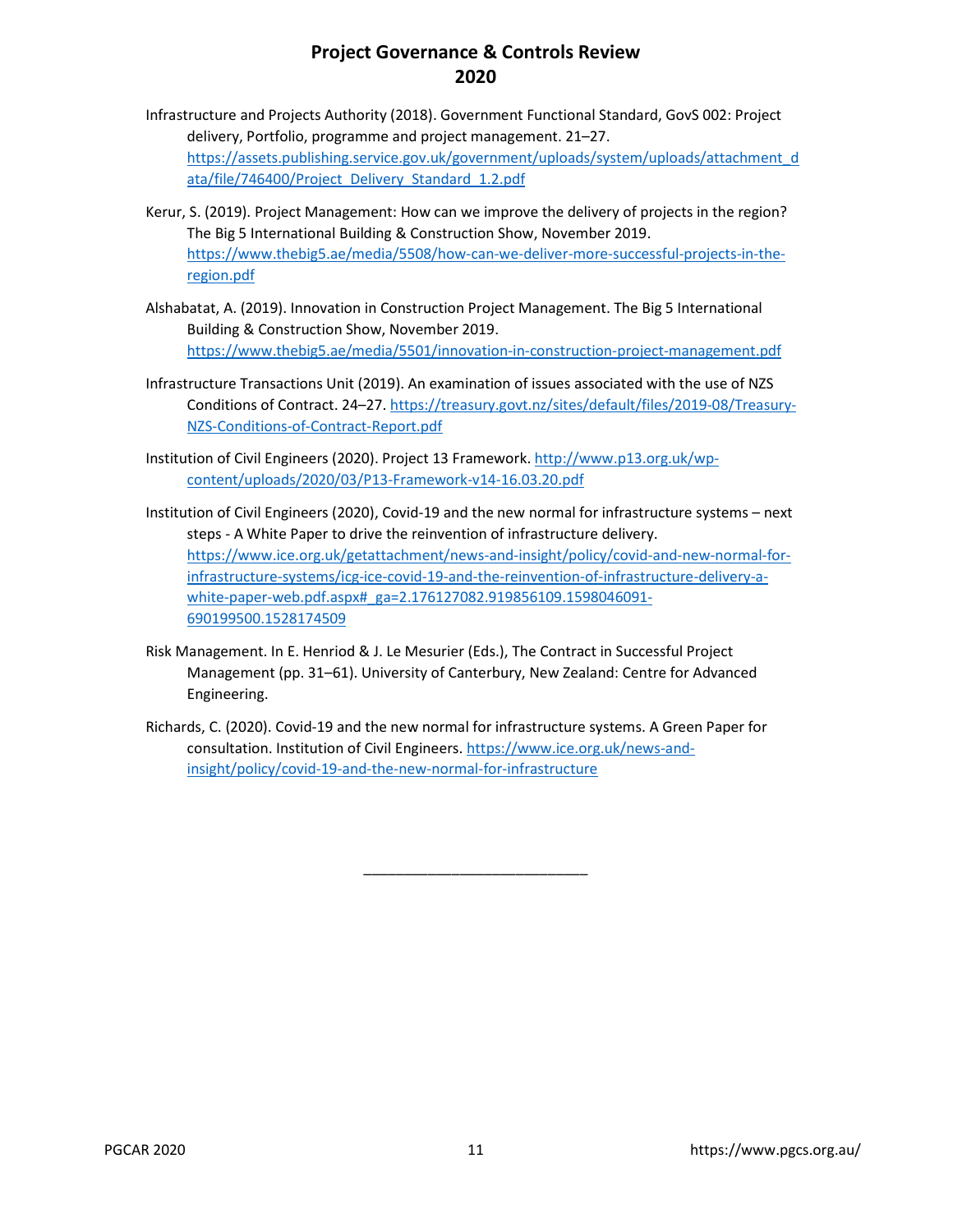Infrastructure and Projects Authority (2018). Government Functional Standard, GovS 002: Project delivery, Portfolio, programme and project management. 21–27. https://assets.publishing.service.gov.uk/government/uploads/system/uploads/attachment_data/file/746400/Project_Delivery_Standard_1.2.pdf

Kerur, S. (2019). Project Management: How can we improve the delivery of projects in the region? The Big 5 International Building & Construction Show, November 2019. https://www.thebig5.ae/media/5508/how-can-we-deliver-more-successful-projects-in-the-region.pdf

Alshabatat, A. (2019). Innovation in Construction Project Management. The Big 5 International Building & Construction Show, November 2019. https://www.thebig5.ae/media/5501/innovation-in-construction-project-management.pdf

Infrastructure Transactions Unit (2019). An examination of issues associated with the use of NZS Conditions of Contract. 24–27. https://treasury.govt.nz/sites/default/files/2019-08/Treasury-NZS-Conditions-of-Contract-Report.pdf

Institution of Civil Engineers (2020). Project 13 Framework. http://www.p13.org.uk/wp-content/uploads/2020/03/P13-Framework-v14-16.03.20.pdf

Institution of Civil Engineers (2020), Covid-19 and the new normal for infrastructure systems – next steps - A White Paper to drive the reinvention of infrastructure delivery. https://www.ice.org.uk/getattachment/news-and-insight/policy/covid-and-new-normal-for-infrastructure-systems/icg-ice-covid-19-and-the-reinvention-of-infrastructure-delivery-a-white-paper-web.pdf.aspx#_ga=2.176127082.919856109.1598046091-690199500.1528174509

Risk Management. In E. Henriod & J. Le Mesurier (Eds.), The Contract in Successful Project Management (pp. 31–61). University of Canterbury, New Zealand: Centre for Advanced Engineering.

Richards, C. (2020). Covid-19 and the new normal for infrastructure systems. A Green Paper for consultation. Institution of Civil Engineers. https://www.ice.org.uk/news-and-insight/policy/covid-19-and-the-new-normal-for-infrastructure

---